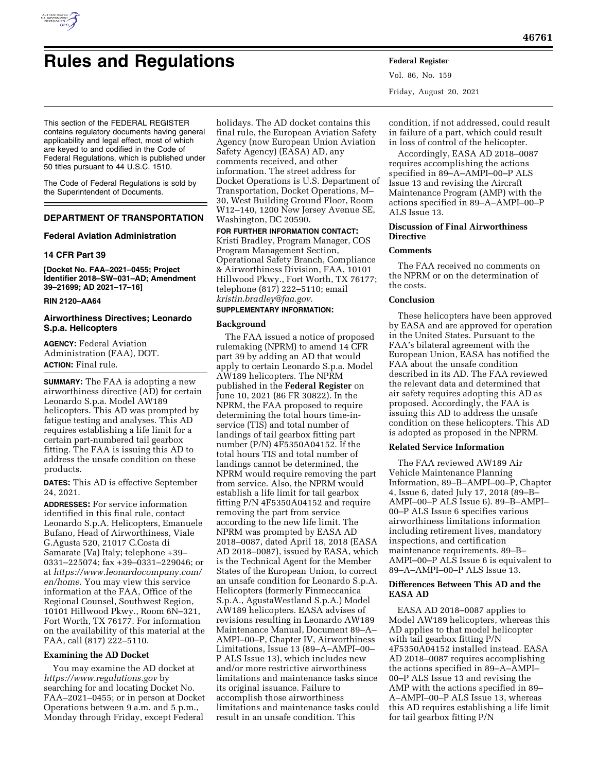# Rules and Regulations

This section of the FEDERAL REGISTER contains regulatory documents having general applicability and legal effect, most of which are keyed to and codified in the Code of Federal Regulations, which is published under 50 titles pursuant to 44 U.S.C. 1510.

The Code of Federal Regulations is sold by the Superintendent of Documents.

## DEPARTMENT OF TRANSPORTATION

### Federal Aviation Administration

### 14 CFR Part 39

**[Docket No. FAA–2021–0455; Project Identifier 2018–SW–031–AD; Amendment 39–21699; AD 2021–17–16]**

**RIN 2120–AA64**

### Airworthiness Directives; Leonardo S.p.a. Helicopters

**AGENCY:** Federal Aviation Administration (FAA), DOT.

**ACTION:** Final rule.

**SUMMARY:** The FAA is adopting a new airworthiness directive (AD) for certain Leonardo S.p.a. Model AW189 helicopters. This AD was prompted by fatigue testing and analyses. This AD requires establishing a life limit for a certain part-numbered tail gearbox fitting. The FAA is issuing this AD to address the unsafe condition on these products.

**DATES:** This AD is effective September 24, 2021.

**ADDRESSES:** For service information identified in this final rule, contact Leonardo S.p.A. Helicopters, Emanuele Bufano, Head of Airworthiness, Viale G.Agusta 520, 21017 C.Costa di Samarate (Va) Italy; telephone +39–0331–225074; fax +39–0331–229046; or at *https://www.leonardocompany.com/en/home.* You may view this service information at the FAA, Office of the Regional Counsel, Southwest Region, 10101 Hillwood Pkwy., Room 6N–321, Fort Worth, TX 76177. For information on the availability of this material at the FAA, call (817) 222–5110.

**Examining the AD Docket**

You may examine the AD docket at *https://www.regulations.gov* by searching for and locating Docket No. FAA–2021–0455; or in person at Docket Operations between 9 a.m. and 5 p.m., Monday through Friday, except Federal holidays. The AD docket contains this final rule, the European Aviation Safety Agency (now European Union Aviation Safety Agency) (EASA) AD, any comments received, and other information. The street address for Docket Operations is U.S. Department of Transportation, Docket Operations, M–30, West Building Ground Floor, Room W12–140, 1200 New Jersey Avenue SE, Washington, DC 20590.

**FOR FURTHER INFORMATION CONTACT:** Kristi Bradley, Program Manager, COS Program Management Section, Operational Safety Branch, Compliance & Airworthiness Division, FAA, 10101 Hillwood Pkwy., Fort Worth, TX 76177; telephone (817) 222–5110; email *kristin.bradley@faa.gov.*

**SUPPLEMENTARY INFORMATION:**

**Background**

The FAA issued a notice of proposed rulemaking (NPRM) to amend 14 CFR part 39 by adding an AD that would apply to certain Leonardo S.p.a. Model AW189 helicopters. The NPRM published in the **Federal Register** on June 10, 2021 (86 FR 30822). In the NPRM, the FAA proposed to require determining the total hours time-in-service (TIS) and total number of landings of tail gearbox fitting part number (P/N) 4F5350A04152. If the total hours TIS and total number of landings cannot be determined, the NPRM would require removing the part from service. Also, the NPRM would establish a life limit for tail gearbox fitting P/N 4F5350A04152 and require removing the part from service according to the new life limit. The NPRM was prompted by EASA AD 2018–0087, dated April 18, 2018 (EASA AD 2018–0087), issued by EASA, which is the Technical Agent for the Member States of the European Union, to correct an unsafe condition for Leonardo S.p.A. Helicopters (formerly Finmeccanica S.p.A., AgustaWestland S.p.A.) Model AW189 helicopters. EASA advises of revisions resulting in Leonardo AW189 Maintenance Manual, Document 89–A–AMPI–00–P, Chapter IV, Airworthiness Limitations, Issue 13 (89–A–AMPI–00–P ALS Issue 13), which includes new and/or more restrictive airworthiness limitations and maintenance tasks since its original issuance. Failure to accomplish those airworthiness limitations and maintenance tasks could result in an unsafe condition. This condition, if not addressed, could result in failure of a part, which could result in loss of control of the helicopter.

Accordingly, EASA AD 2018–0087 requires accomplishing the actions specified in 89–A–AMPI–00–P ALS Issue 13 and revising the Aircraft Maintenance Program (AMP) with the actions specified in 89–A–AMPI–00–P ALS Issue 13.

**Discussion of Final Airworthiness Directive**

**Comments**

The FAA received no comments on the NPRM or on the determination of the costs.

**Conclusion**

These helicopters have been approved by EASA and are approved for operation in the United States. Pursuant to the FAA's bilateral agreement with the European Union, EASA has notified the FAA about the unsafe condition described in its AD. The FAA reviewed the relevant data and determined that air safety requires adopting this AD as proposed. Accordingly, the FAA is issuing this AD to address the unsafe condition on these helicopters. This AD is adopted as proposed in the NPRM.

**Related Service Information**

The FAA reviewed AW189 Air Vehicle Maintenance Planning Information, 89–B–AMPI–00–P, Chapter 4, Issue 6, dated July 17, 2018 (89–B–AMPI–00–P ALS Issue 6). 89–B–AMPI–00–P ALS Issue 6 specifies various airworthiness limitations information including retirement lives, mandatory inspections, and certification maintenance requirements. 89–B–AMPI–00–P ALS Issue 6 is equivalent to 89–A–AMPI–00–P ALS Issue 13.

**Differences Between This AD and the EASA AD**

EASA AD 2018–0087 applies to Model AW189 helicopters, whereas this AD applies to that model helicopter with tail gearbox fitting P/N 4F5350A04152 installed instead. EASA AD 2018–0087 requires accomplishing the actions specified in 89–A–AMPI–00–P ALS Issue 13 and revising the AMP with the actions specified in 89–A–AMPI–00–P ALS Issue 13, whereas this AD requires establishing a life limit for tail gearbox fitting P/N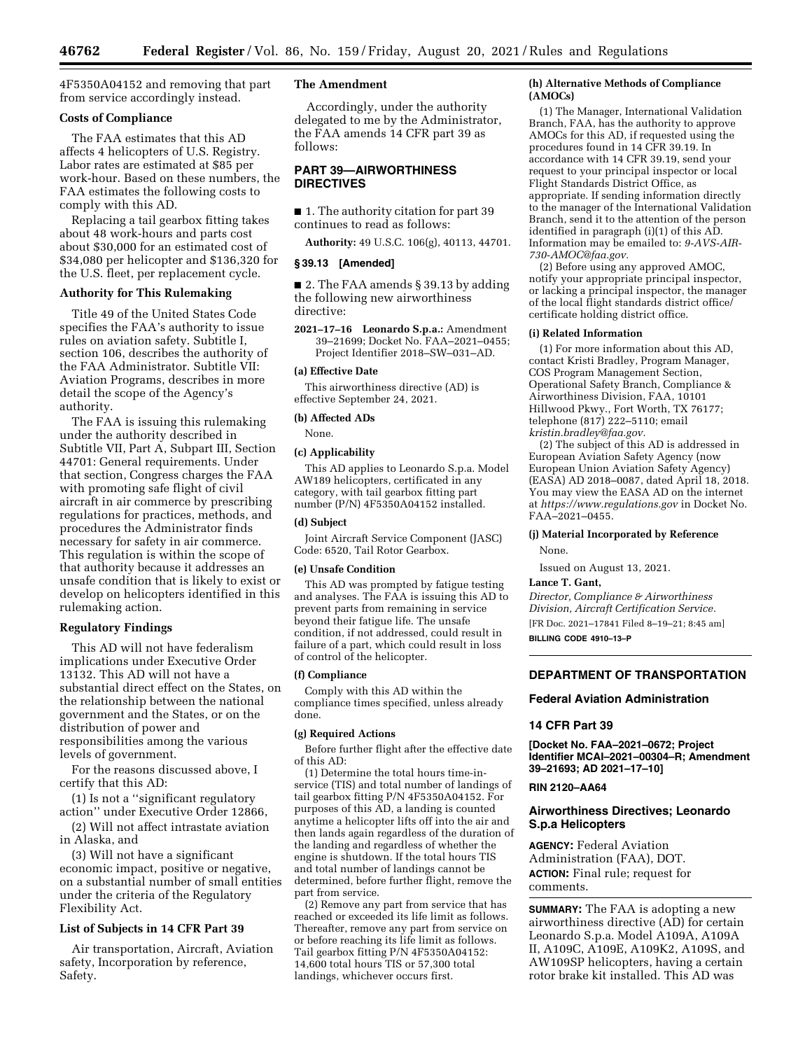4F5350A04152 and removing that part from service accordingly instead.

### Costs of Compliance

The FAA estimates that this AD affects 4 helicopters of U.S. Registry. Labor rates are estimated at $85 per work-hour. Based on these numbers, the FAA estimates the following costs to comply with this AD.

Replacing a tail gearbox fitting takes about 48 work-hours and parts cost about $30,000 for an estimated cost of $34,080 per helicopter and $136,320 for the U.S. fleet, per replacement cycle.

### Authority for This Rulemaking

Title 49 of the United States Code specifies the FAA's authority to issue rules on aviation safety. Subtitle I, section 106, describes the authority of the FAA Administrator. Subtitle VII: Aviation Programs, describes in more detail the scope of the Agency's authority.

The FAA is issuing this rulemaking under the authority described in Subtitle VII, Part A, Subpart III, Section 44701: General requirements. Under that section, Congress charges the FAA with promoting safe flight of civil aircraft in air commerce by prescribing regulations for practices, methods, and procedures the Administrator finds necessary for safety in air commerce. This regulation is within the scope of that authority because it addresses an unsafe condition that is likely to exist or develop on helicopters identified in this rulemaking action.

### Regulatory Findings

This AD will not have federalism implications under Executive Order 13132. This AD will not have a substantial direct effect on the States, on the relationship between the national government and the States, or on the distribution of power and responsibilities among the various levels of government.

For the reasons discussed above, I certify that this AD:

(1) Is not a "significant regulatory action" under Executive Order 12866,

(2) Will not affect intrastate aviation in Alaska, and

(3) Will not have a significant economic impact, positive or negative, on a substantial number of small entities under the criteria of the Regulatory Flexibility Act.

### List of Subjects in 14 CFR Part 39

Air transportation, Aircraft, Aviation safety, Incorporation by reference, Safety.

### The Amendment

Accordingly, under the authority delegated to me by the Administrator, the FAA amends 14 CFR part 39 as follows:

## PART 39—AIRWORTHINESS DIRECTIVES

■ 1. The authority citation for part 39 continues to read as follows:

**Authority:** 49 U.S.C. 106(g), 40113, 44701.

### § 39.13 [Amended]

■ 2. The FAA amends § 39.13 by adding the following new airworthiness directive:

**2021–17–16 Leonardo S.p.a.:** Amendment 39–21699; Docket No. FAA–2021–0455; Project Identifier 2018–SW–031–AD.

#### (a) Effective Date

This airworthiness directive (AD) is effective September 24, 2021.

#### (b) Affected ADs

None.

#### (c) Applicability

This AD applies to Leonardo S.p.a. Model AW189 helicopters, certificated in any category, with tail gearbox fitting part number (P/N) 4F5350A04152 installed.

#### (d) Subject

Joint Aircraft Service Component (JASC) Code: 6520, Tail Rotor Gearbox.

#### (e) Unsafe Condition

This AD was prompted by fatigue testing and analyses. The FAA is issuing this AD to prevent parts from remaining in service beyond their fatigue life. The unsafe condition, if not addressed, could result in failure of a part, which could result in loss of control of the helicopter.

#### (f) Compliance

Comply with this AD within the compliance times specified, unless already done.

#### (g) Required Actions

Before further flight after the effective date of this AD:

(1) Determine the total hours time-in-service (TIS) and total number of landings of tail gearbox fitting P/N 4F5350A04152. For purposes of this AD, a landing is counted anytime a helicopter lifts off into the air and then lands again regardless of the duration of the landing and regardless of whether the engine is shutdown. If the total hours TIS and total number of landings cannot be determined, before further flight, remove the part from service.

(2) Remove any part from service that has reached or exceeded its life limit as follows. Thereafter, remove any part from service on or before reaching its life limit as follows. Tail gearbox fitting P/N 4F5350A04152: 14,600 total hours TIS or 57,300 total landings, whichever occurs first.

#### (h) Alternative Methods of Compliance (AMOCs)

(1) The Manager, International Validation Branch, FAA, has the authority to approve AMOCs for this AD, if requested using the procedures found in 14 CFR 39.19. In accordance with 14 CFR 39.19, send your request to your principal inspector or local Flight Standards District Office, as appropriate. If sending information directly to the manager of the International Validation Branch, send it to the attention of the person identified in paragraph (i)(1) of this AD. Information may be emailed to: *9-AVS-AIR-730-AMOC@faa.gov.*

(2) Before using any approved AMOC, notify your appropriate principal inspector, or lacking a principal inspector, the manager of the local flight standards district office/certificate holding district office.

#### (i) Related Information

(1) For more information about this AD, contact Kristi Bradley, Program Manager, COS Program Management Section, Operational Safety Branch, Compliance & Airworthiness Division, FAA, 10101 Hillwood Pkwy., Fort Worth, TX 76177; telephone (817) 222–5110; email *kristin.bradley@faa.gov.*

(2) The subject of this AD is addressed in European Aviation Safety Agency (now European Union Aviation Safety Agency) (EASA) AD 2018–0087, dated April 18, 2018. You may view the EASA AD on the internet at *https://www.regulations.gov* in Docket No. FAA–2021–0455.

#### (j) Material Incorporated by Reference

None.

Issued on August 13, 2021.

**Lance T. Gant,**

*Director, Compliance & Airworthiness Division, Aircraft Certification Service.*

[FR Doc. 2021–17841 Filed 8–19–21; 8:45 am]

**BILLING CODE 4910–13–P**

---

## DEPARTMENT OF TRANSPORTATION

### Federal Aviation Administration

### 14 CFR Part 39

**[Docket No. FAA–2021–0672; Project Identifier MCAI–2021–00304–R; Amendment 39–21693; AD 2021–17–10]**

**RIN 2120–AA64**

### Airworthiness Directives; Leonardo S.p.a Helicopters

**AGENCY:** Federal Aviation Administration (FAA), DOT.

**ACTION:** Final rule; request for comments.

**SUMMARY:** The FAA is adopting a new airworthiness directive (AD) for certain Leonardo S.p.a. Model A109A, A109A II, A109C, A109E, A109K2, A109S, and AW109SP helicopters, having a certain rotor brake kit installed. This AD was